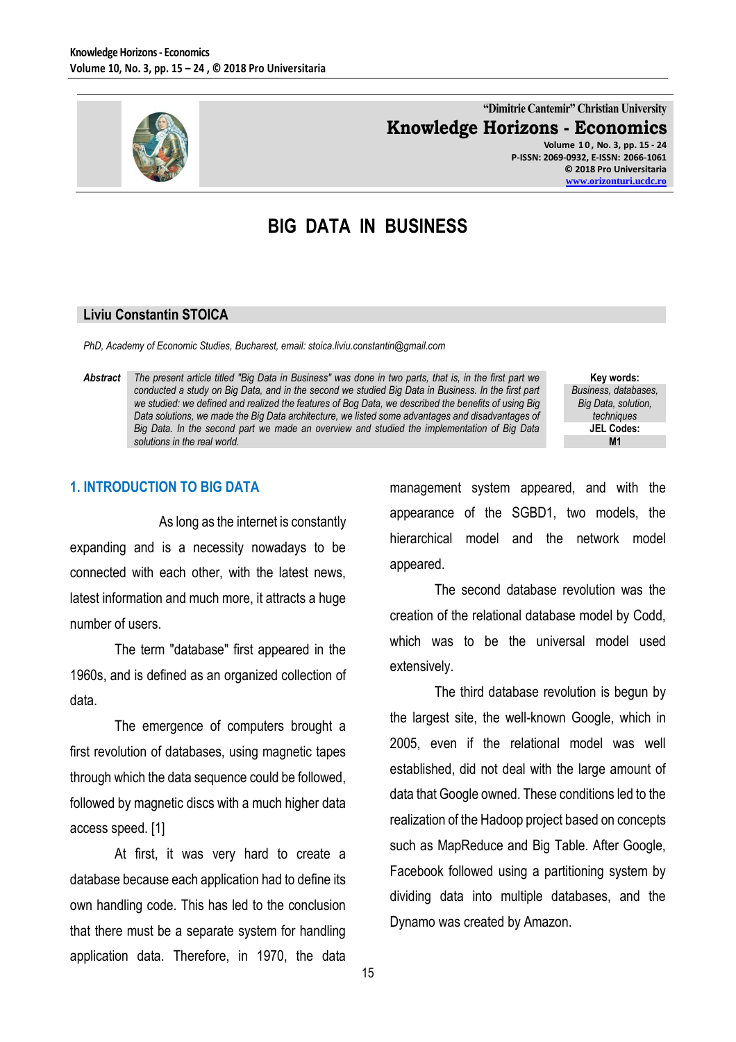# BIG DATA IN BUSINESS

**Liviu Constantin STOICA**

*PhD, Academy of Economic Studies, Bucharest, email: stoica.liviu.constantin@gmail.com*

***Abstract*** *The present article titled "Big Data in Business" was done in two parts, that is, in the first part we conducted a study on Big Data, and in the second we studied Big Data in Business. In the first part we studied: we defined and realized the features of Bog Data, we described the benefits of using Big Data solutions, we made the Big Data architecture, we listed some advantages and disadvantages of Big Data. In the second part we made an overview and studied the implementation of Big Data solutions in the real world.*

**Key words:** *Business, databases, Big Data, solution, techniques*

**JEL Codes:** M1

## 1. INTRODUCTION TO BIG DATA

As long as the internet is constantly expanding and is a necessity nowadays to be connected with each other, with the latest news, latest information and much more, it attracts a huge number of users.

The term "database" first appeared in the 1960s, and is defined as an organized collection of data.

The emergence of computers brought a first revolution of databases, using magnetic tapes through which the data sequence could be followed, followed by magnetic discs with a much higher data access speed. [1]

At first, it was very hard to create a database because each application had to define its own handling code. This has led to the conclusion that there must be a separate system for handling application data. Therefore, in 1970, the data management system appeared, and with the appearance of the SGBD1, two models, the hierarchical model and the network model appeared.

The second database revolution was the creation of the relational database model by Codd, which was to be the universal model used extensively.

The third database revolution is begun by the largest site, the well-known Google, which in 2005, even if the relational model was well established, did not deal with the large amount of data that Google owned. These conditions led to the realization of the Hadoop project based on concepts such as MapReduce and Big Table. After Google, Facebook followed using a partitioning system by dividing data into multiple databases, and the Dynamo was created by Amazon.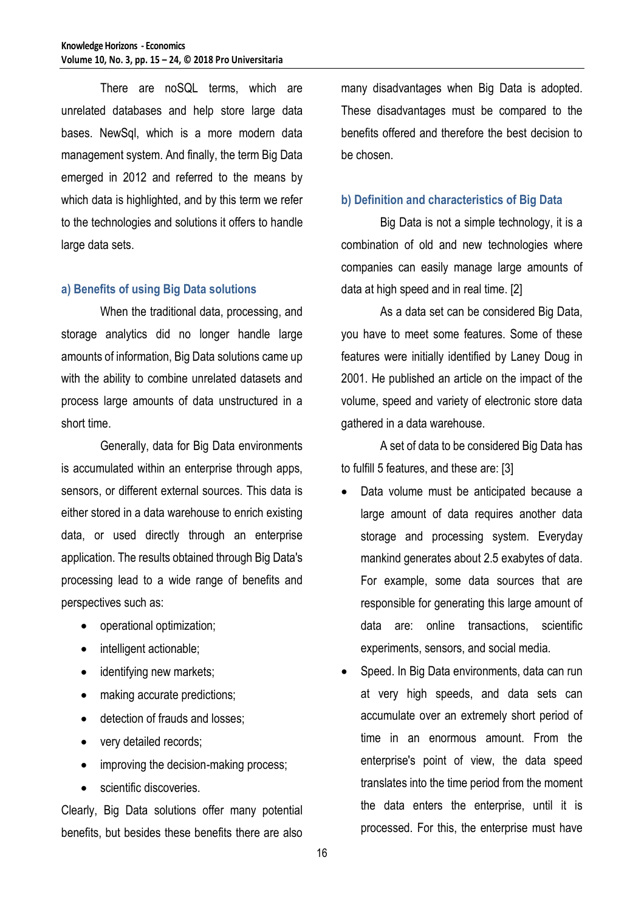There are noSQL terms, which are unrelated databases and help store large data bases. NewSql, which is a more modern data management system. And finally, the term Big Data emerged in 2012 and referred to the means by which data is highlighted, and by this term we refer to the technologies and solutions it offers to handle large data sets.

### a) Benefits of using Big Data solutions

When the traditional data, processing, and storage analytics did no longer handle large amounts of information, Big Data solutions came up with the ability to combine unrelated datasets and process large amounts of data unstructured in a short time.

Generally, data for Big Data environments is accumulated within an enterprise through apps, sensors, or different external sources. This data is either stored in a data warehouse to enrich existing data, or used directly through an enterprise application. The results obtained through Big Data's processing lead to a wide range of benefits and perspectives such as:

- operational optimization;
- intelligent actionable;
- identifying new markets;
- making accurate predictions;
- detection of frauds and losses;
- very detailed records;
- improving the decision-making process;
- scientific discoveries.

Clearly, Big Data solutions offer many potential benefits, but besides these benefits there are also many disadvantages when Big Data is adopted. These disadvantages must be compared to the benefits offered and therefore the best decision to be chosen.

### b) Definition and characteristics of Big Data

Big Data is not a simple technology, it is a combination of old and new technologies where companies can easily manage large amounts of data at high speed and in real time. [2]

As a data set can be considered Big Data, you have to meet some features. Some of these features were initially identified by Laney Doug in 2001. He published an article on the impact of the volume, speed and variety of electronic store data gathered in a data warehouse.

A set of data to be considered Big Data has to fulfill 5 features, and these are: [3]

- Data volume must be anticipated because a large amount of data requires another data storage and processing system. Everyday mankind generates about 2.5 exabytes of data. For example, some data sources that are responsible for generating this large amount of data are: online transactions, scientific experiments, sensors, and social media.
- Speed. In Big Data environments, data can run at very high speeds, and data sets can accumulate over an extremely short period of time in an enormous amount. From the enterprise's point of view, the data speed translates into the time period from the moment the data enters the enterprise, until it is processed. For this, the enterprise must have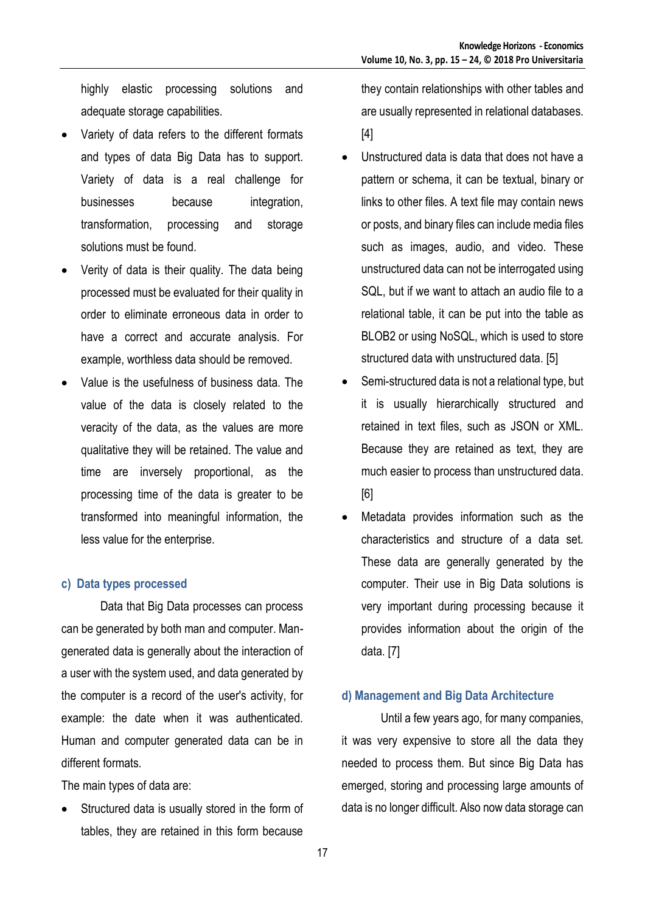highly elastic processing solutions and adequate storage capabilities.

- Variety of data refers to the different formats and types of data Big Data has to support. Variety of data is a real challenge for businesses because integration, transformation, processing and storage solutions must be found.
- Verity of data is their quality. The data being processed must be evaluated for their quality in order to eliminate erroneous data in order to have a correct and accurate analysis. For example, worthless data should be removed.
- Value is the usefulness of business data. The value of the data is closely related to the veracity of the data, as the values are more qualitative they will be retained. The value and time are inversely proportional, as the processing time of the data is greater to be transformed into meaningful information, the less value for the enterprise.

### c) Data types processed

Data that Big Data processes can process can be generated by both man and computer. Man-generated data is generally about the interaction of a user with the system used, and data generated by the computer is a record of the user's activity, for example: the date when it was authenticated. Human and computer generated data can be in different formats.

The main types of data are:

- Structured data is usually stored in the form of tables, they are retained in this form because they contain relationships with other tables and are usually represented in relational databases. [4]
- Unstructured data is data that does not have a pattern or schema, it can be textual, binary or links to other files. A text file may contain news or posts, and binary files can include media files such as images, audio, and video. These unstructured data can not be interrogated using SQL, but if we want to attach an audio file to a relational table, it can be put into the table as BLOB2 or using NoSQL, which is used to store structured data with unstructured data. [5]
- Semi-structured data is not a relational type, but it is usually hierarchically structured and retained in text files, such as JSON or XML. Because they are retained as text, they are much easier to process than unstructured data. [6]
- Metadata provides information such as the characteristics and structure of a data set. These data are generally generated by the computer. Their use in Big Data solutions is very important during processing because it provides information about the origin of the data. [7]

### d) Management and Big Data Architecture

Until a few years ago, for many companies, it was very expensive to store all the data they needed to process them. But since Big Data has emerged, storing and processing large amounts of data is no longer difficult. Also now data storage can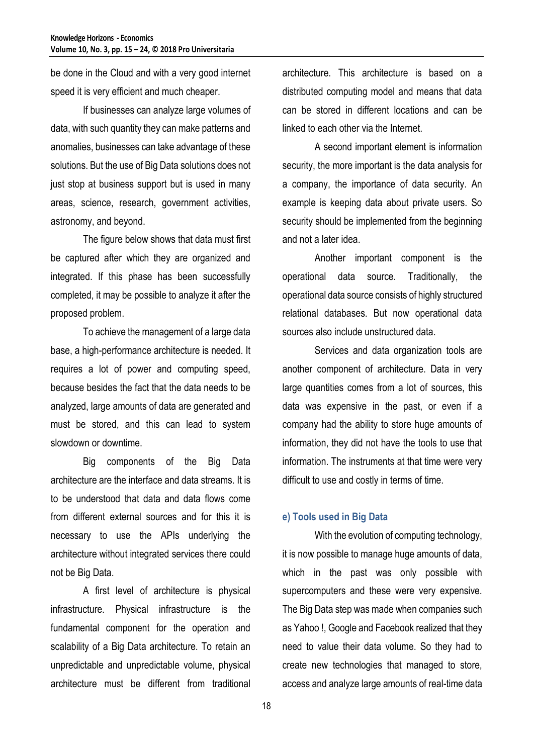be done in the Cloud and with a very good internet speed it is very efficient and much cheaper.

If businesses can analyze large volumes of data, with such quantity they can make patterns and anomalies, businesses can take advantage of these solutions. But the use of Big Data solutions does not just stop at business support but is used in many areas, science, research, government activities, astronomy, and beyond.

The figure below shows that data must first be captured after which they are organized and integrated. If this phase has been successfully completed, it may be possible to analyze it after the proposed problem.

To achieve the management of a large data base, a high-performance architecture is needed. It requires a lot of power and computing speed, because besides the fact that the data needs to be analyzed, large amounts of data are generated and must be stored, and this can lead to system slowdown or downtime.

Big components of the Big Data architecture are the interface and data streams. It is to be understood that data and data flows come from different external sources and for this it is necessary to use the APIs underlying the architecture without integrated services there could not be Big Data.

A first level of architecture is physical infrastructure. Physical infrastructure is the fundamental component for the operation and scalability of a Big Data architecture. To retain an unpredictable and unpredictable volume, physical architecture must be different from traditional architecture. This architecture is based on a distributed computing model and means that data can be stored in different locations and can be linked to each other via the Internet.

A second important element is information security, the more important is the data analysis for a company, the importance of data security. An example is keeping data about private users. So security should be implemented from the beginning and not a later idea.

Another important component is the operational data source. Traditionally, the operational data source consists of highly structured relational databases. But now operational data sources also include unstructured data.

Services and data organization tools are another component of architecture. Data in very large quantities comes from a lot of sources, this data was expensive in the past, or even if a company had the ability to store huge amounts of information, they did not have the tools to use that information. The instruments at that time were very difficult to use and costly in terms of time.

### e) Tools used in Big Data

With the evolution of computing technology, it is now possible to manage huge amounts of data, which in the past was only possible with supercomputers and these were very expensive. The Big Data step was made when companies such as Yahoo !, Google and Facebook realized that they need to value their data volume. So they had to create new technologies that managed to store, access and analyze large amounts of real-time data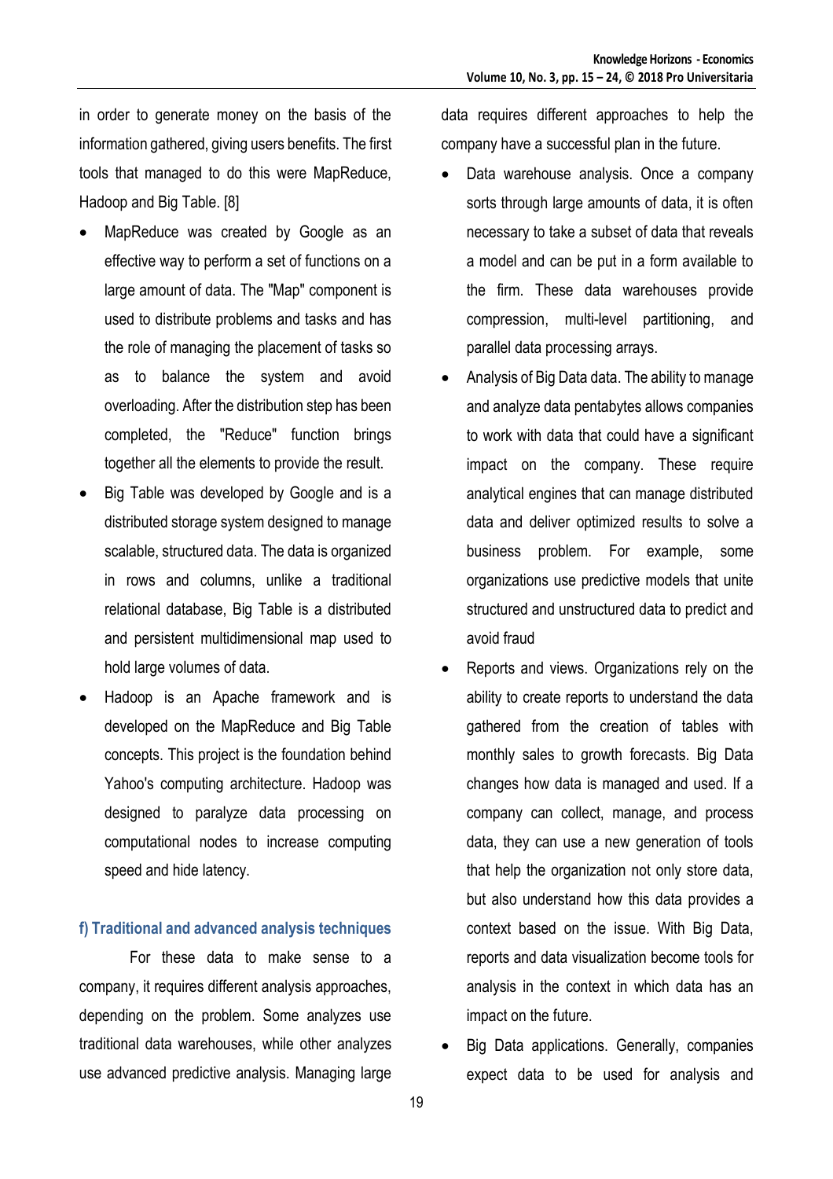in order to generate money on the basis of the information gathered, giving users benefits. The first tools that managed to do this were MapReduce, Hadoop and Big Table. [8]

- MapReduce was created by Google as an effective way to perform a set of functions on a large amount of data. The "Map" component is used to distribute problems and tasks and has the role of managing the placement of tasks so as to balance the system and avoid overloading. After the distribution step has been completed, the "Reduce" function brings together all the elements to provide the result.
- Big Table was developed by Google and is a distributed storage system designed to manage scalable, structured data. The data is organized in rows and columns, unlike a traditional relational database, Big Table is a distributed and persistent multidimensional map used to hold large volumes of data.
- Hadoop is an Apache framework and is developed on the MapReduce and Big Table concepts. This project is the foundation behind Yahoo's computing architecture. Hadoop was designed to paralyze data processing on computational nodes to increase computing speed and hide latency.

### f) Traditional and advanced analysis techniques

For these data to make sense to a company, it requires different analysis approaches, depending on the problem. Some analyzes use traditional data warehouses, while other analyzes use advanced predictive analysis. Managing large data requires different approaches to help the company have a successful plan in the future.

- Data warehouse analysis. Once a company sorts through large amounts of data, it is often necessary to take a subset of data that reveals a model and can be put in a form available to the firm. These data warehouses provide compression, multi-level partitioning, and parallel data processing arrays.
- Analysis of Big Data data. The ability to manage and analyze data pentabytes allows companies to work with data that could have a significant impact on the company. These require analytical engines that can manage distributed data and deliver optimized results to solve a business problem. For example, some organizations use predictive models that unite structured and unstructured data to predict and avoid fraud
- Reports and views. Organizations rely on the ability to create reports to understand the data gathered from the creation of tables with monthly sales to growth forecasts. Big Data changes how data is managed and used. If a company can collect, manage, and process data, they can use a new generation of tools that help the organization not only store data, but also understand how this data provides a context based on the issue. With Big Data, reports and data visualization become tools for analysis in the context in which data has an impact on the future.
- Big Data applications. Generally, companies expect data to be used for analysis and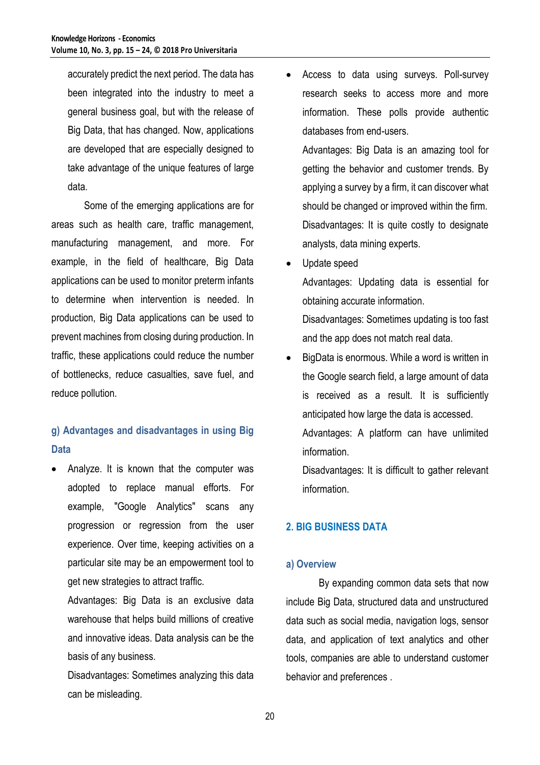accurately predict the next period. The data has been integrated into the industry to meet a general business goal, but with the release of Big Data, that has changed. Now, applications are developed that are especially designed to take advantage of the unique features of large data.

Some of the emerging applications are for areas such as health care, traffic management, manufacturing management, and more. For example, in the field of healthcare, Big Data applications can be used to monitor preterm infants to determine when intervention is needed. In production, Big Data applications can be used to prevent machines from closing during production. In traffic, these applications could reduce the number of bottlenecks, reduce casualties, save fuel, and reduce pollution.

### g) Advantages and disadvantages in using Big Data

- Analyze. It is known that the computer was adopted to replace manual efforts. For example, "Google Analytics" scans any progression or regression from the user experience. Over time, keeping activities on a particular site may be an empowerment tool to get new strategies to attract traffic.

  Advantages: Big Data is an exclusive data warehouse that helps build millions of creative and innovative ideas. Data analysis can be the basis of any business.

  Disadvantages: Sometimes analyzing this data can be misleading.

- Access to data using surveys. Poll-survey research seeks to access more and more information. These polls provide authentic databases from end-users.

  Advantages: Big Data is an amazing tool for getting the behavior and customer trends. By applying a survey by a firm, it can discover what should be changed or improved within the firm.

  Disadvantages: It is quite costly to designate analysts, data mining experts.

- Update speed

  Advantages: Updating data is essential for obtaining accurate information.

  Disadvantages: Sometimes updating is too fast and the app does not match real data.

- BigData is enormous. While a word is written in the Google search field, a large amount of data is received as a result. It is sufficiently anticipated how large the data is accessed.

  Advantages: A platform can have unlimited information.

  Disadvantages: It is difficult to gather relevant information.

## 2. BIG BUSINESS DATA

### a) Overview

By expanding common data sets that now include Big Data, structured data and unstructured data such as social media, navigation logs, sensor data, and application of text analytics and other tools, companies are able to understand customer behavior and preferences .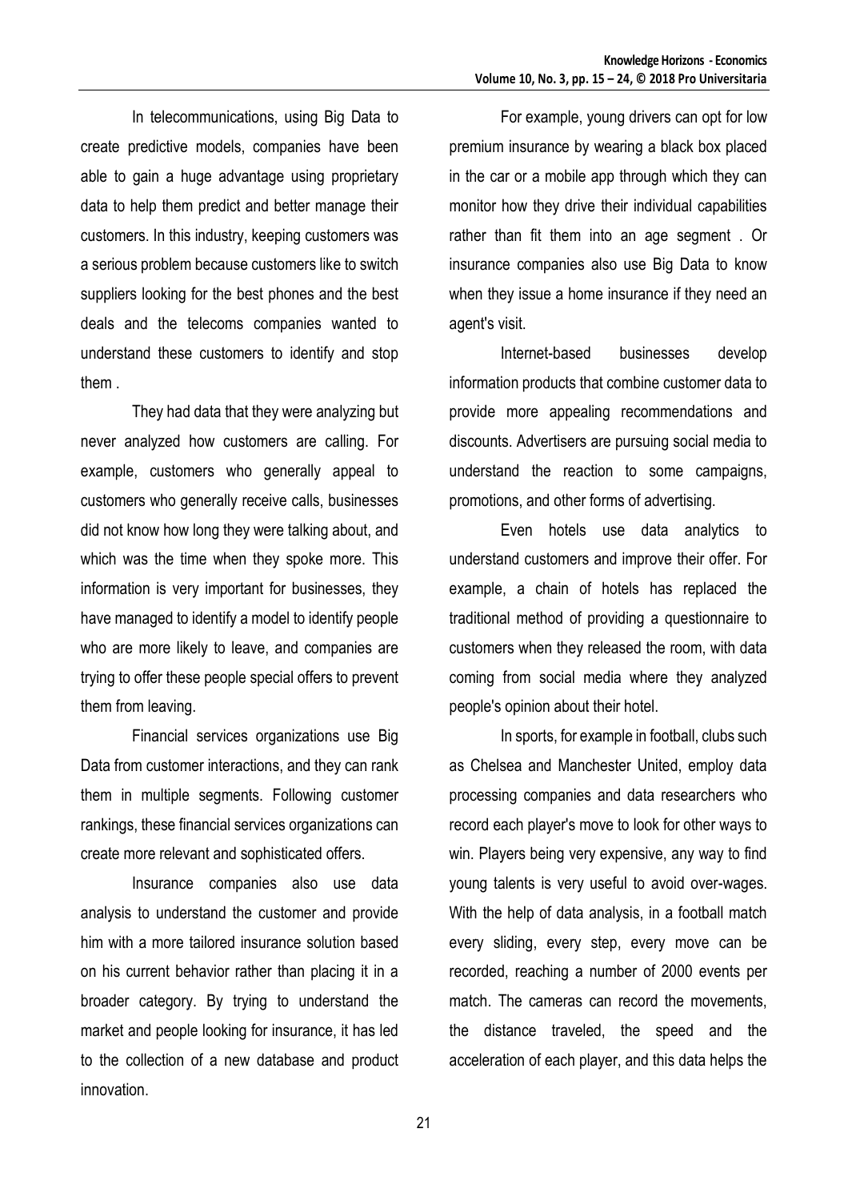In telecommunications, using Big Data to create predictive models, companies have been able to gain a huge advantage using proprietary data to help them predict and better manage their customers. In this industry, keeping customers was a serious problem because customers like to switch suppliers looking for the best phones and the best deals and the telecoms companies wanted to understand these customers to identify and stop them .

They had data that they were analyzing but never analyzed how customers are calling. For example, customers who generally appeal to customers who generally receive calls, businesses did not know how long they were talking about, and which was the time when they spoke more. This information is very important for businesses, they have managed to identify a model to identify people who are more likely to leave, and companies are trying to offer these people special offers to prevent them from leaving.

Financial services organizations use Big Data from customer interactions, and they can rank them in multiple segments. Following customer rankings, these financial services organizations can create more relevant and sophisticated offers.

Insurance companies also use data analysis to understand the customer and provide him with a more tailored insurance solution based on his current behavior rather than placing it in a broader category. By trying to understand the market and people looking for insurance, it has led to the collection of a new database and product innovation.

For example, young drivers can opt for low premium insurance by wearing a black box placed in the car or a mobile app through which they can monitor how they drive their individual capabilities rather than fit them into an age segment . Or insurance companies also use Big Data to know when they issue a home insurance if they need an agent's visit.

Internet-based businesses develop information products that combine customer data to provide more appealing recommendations and discounts. Advertisers are pursuing social media to understand the reaction to some campaigns, promotions, and other forms of advertising.

Even hotels use data analytics to understand customers and improve their offer. For example, a chain of hotels has replaced the traditional method of providing a questionnaire to customers when they released the room, with data coming from social media where they analyzed people's opinion about their hotel.

In sports, for example in football, clubs such as Chelsea and Manchester United, employ data processing companies and data researchers who record each player's move to look for other ways to win. Players being very expensive, any way to find young talents is very useful to avoid over-wages. With the help of data analysis, in a football match every sliding, every step, every move can be recorded, reaching a number of 2000 events per match. The cameras can record the movements, the distance traveled, the speed and the acceleration of each player, and this data helps the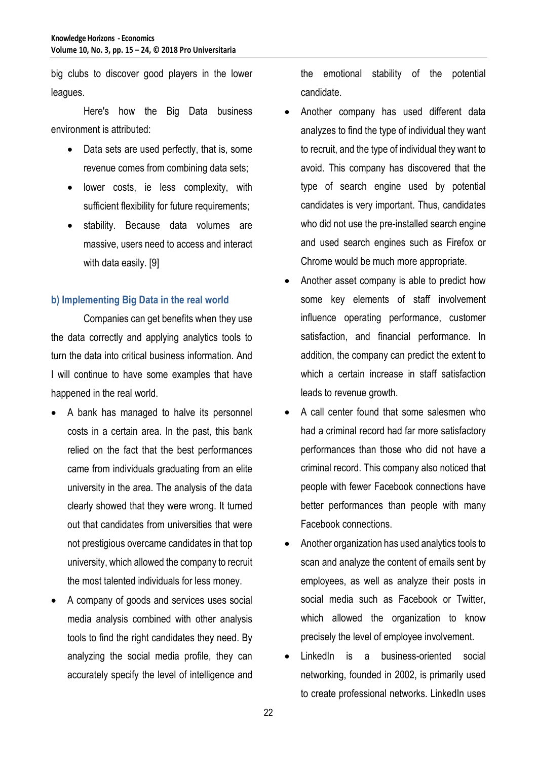big clubs to discover good players in the lower leagues.

Here's how the Big Data business environment is attributed:

- Data sets are used perfectly, that is, some revenue comes from combining data sets;
- lower costs, ie less complexity, with sufficient flexibility for future requirements;
- stability. Because data volumes are massive, users need to access and interact with data easily. [9]

### b) Implementing Big Data in the real world

Companies can get benefits when they use the data correctly and applying analytics tools to turn the data into critical business information. And I will continue to have some examples that have happened in the real world.

- A bank has managed to halve its personnel costs in a certain area. In the past, this bank relied on the fact that the best performances came from individuals graduating from an elite university in the area. The analysis of the data clearly showed that they were wrong. It turned out that candidates from universities that were not prestigious overcame candidates in that top university, which allowed the company to recruit the most talented individuals for less money.
- A company of goods and services uses social media analysis combined with other analysis tools to find the right candidates they need. By analyzing the social media profile, they can accurately specify the level of intelligence and the emotional stability of the potential candidate.
- Another company has used different data analyzes to find the type of individual they want to recruit, and the type of individual they want to avoid. This company has discovered that the type of search engine used by potential candidates is very important. Thus, candidates who did not use the pre-installed search engine and used search engines such as Firefox or Chrome would be much more appropriate.
- Another asset company is able to predict how some key elements of staff involvement influence operating performance, customer satisfaction, and financial performance. In addition, the company can predict the extent to which a certain increase in staff satisfaction leads to revenue growth.
- A call center found that some salesmen who had a criminal record had far more satisfactory performances than those who did not have a criminal record. This company also noticed that people with fewer Facebook connections have better performances than people with many Facebook connections.
- Another organization has used analytics tools to scan and analyze the content of emails sent by employees, as well as analyze their posts in social media such as Facebook or Twitter, which allowed the organization to know precisely the level of employee involvement.
- LinkedIn is a business-oriented social networking, founded in 2002, is primarily used to create professional networks. LinkedIn uses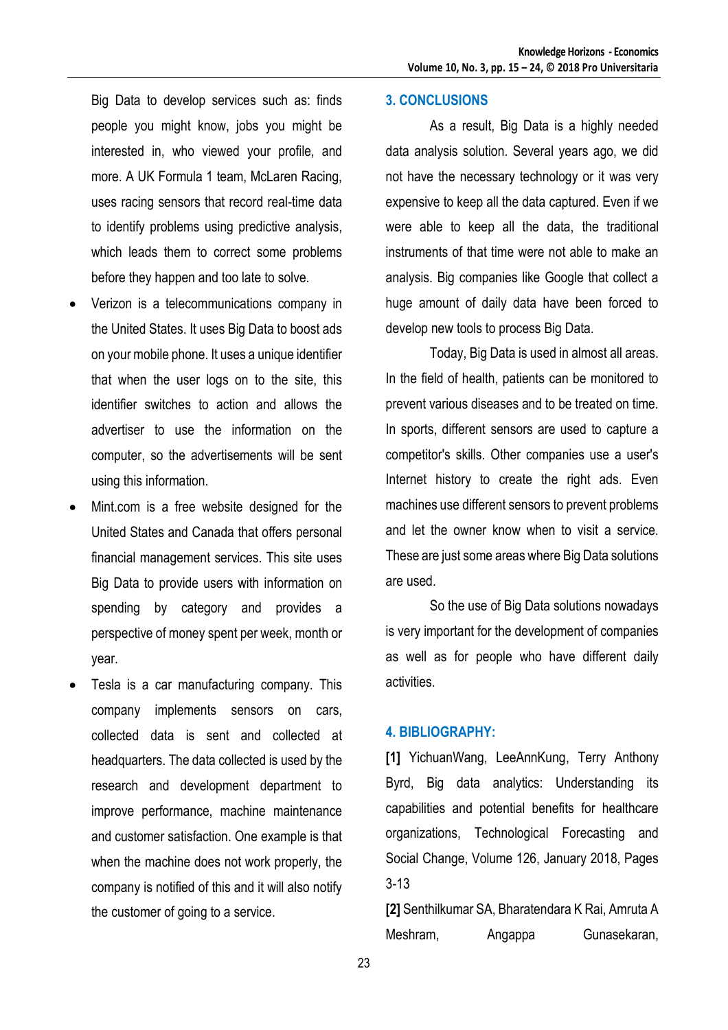Big Data to develop services such as: finds people you might know, jobs you might be interested in, who viewed your profile, and more. A UK Formula 1 team, McLaren Racing, uses racing sensors that record real-time data to identify problems using predictive analysis, which leads them to correct some problems before they happen and too late to solve.

- Verizon is a telecommunications company in the United States. It uses Big Data to boost ads on your mobile phone. It uses a unique identifier that when the user logs on to the site, this identifier switches to action and allows the advertiser to use the information on the computer, so the advertisements will be sent using this information.
- Mint.com is a free website designed for the United States and Canada that offers personal financial management services. This site uses Big Data to provide users with information on spending by category and provides a perspective of money spent per week, month or year.
- Tesla is a car manufacturing company. This company implements sensors on cars, collected data is sent and collected at headquarters. The data collected is used by the research and development department to improve performance, machine maintenance and customer satisfaction. One example is that when the machine does not work properly, the company is notified of this and it will also notify the customer of going to a service.

## 3. CONCLUSIONS

As a result, Big Data is a highly needed data analysis solution. Several years ago, we did not have the necessary technology or it was very expensive to keep all the data captured. Even if we were able to keep all the data, the traditional instruments of that time were not able to make an analysis. Big companies like Google that collect a huge amount of daily data have been forced to develop new tools to process Big Data.

Today, Big Data is used in almost all areas. In the field of health, patients can be monitored to prevent various diseases and to be treated on time. In sports, different sensors are used to capture a competitor's skills. Other companies use a user's Internet history to create the right ads. Even machines use different sensors to prevent problems and let the owner know when to visit a service. These are just some areas where Big Data solutions are used.

So the use of Big Data solutions nowadays is very important for the development of companies as well as for people who have different daily activities.

## 4. BIBLIOGRAPHY:

**[1]** YichuanWang, LeeAnnKung, Terry Anthony Byrd, Big data analytics: Understanding its capabilities and potential benefits for healthcare organizations, Technological Forecasting and Social Change, Volume 126, January 2018, Pages 3-13

**[2]** Senthilkumar SA, Bharatendara K Rai, Amruta A Meshram, Angappa Gunasekaran,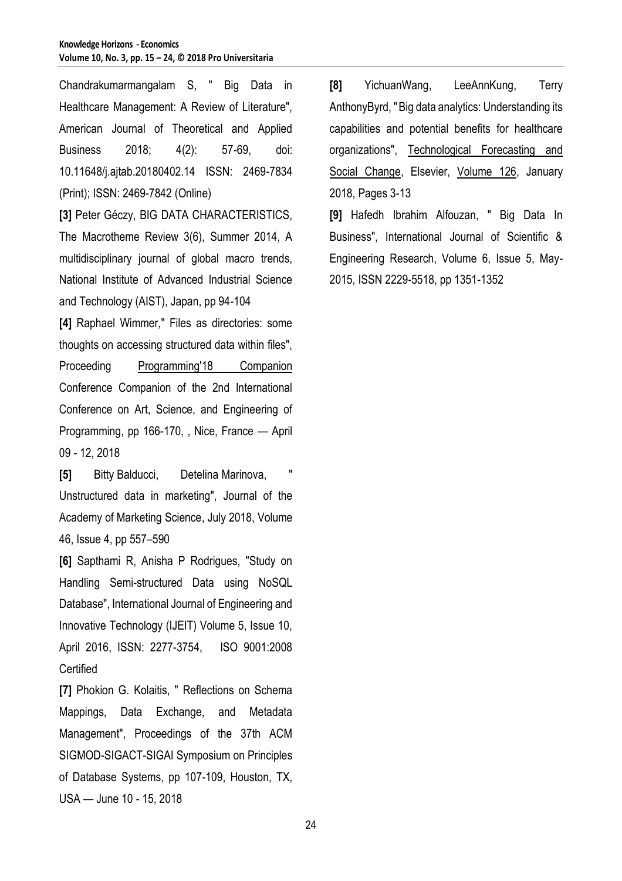Chandrakumarmangalam S, " Big Data in Healthcare Management: A Review of Literature", American Journal of Theoretical and Applied Business 2018; 4(2): 57-69, doi: 10.11648/j.ajtab.20180402.14 ISSN: 2469-7834 (Print); ISSN: 2469-7842 (Online)

**[3]** Peter Géczy, BIG DATA CHARACTERISTICS, The Macrotheme Review 3(6), Summer 2014, A multidisciplinary journal of global macro trends, National Institute of Advanced Industrial Science and Technology (AIST), Japan, pp 94-104

**[4]** Raphael Wimmer," Files as directories: some thoughts on accessing structured data within files", Proceeding Programming'18 Companion Conference Companion of the 2nd International Conference on Art, Science, and Engineering of Programming, pp 166-170, , Nice, France — April 09 - 12, 2018

**[5]** Bitty Balducci, Detelina Marinova, " Unstructured data in marketing", Journal of the Academy of Marketing Science, July 2018, Volume 46, Issue 4, pp 557–590

**[6]** Sapthami R, Anisha P Rodrigues, "Study on Handling Semi-structured Data using NoSQL Database", International Journal of Engineering and Innovative Technology (IJEIT) Volume 5, Issue 10, April 2016, ISSN: 2277-3754, ISO 9001:2008 Certified

**[7]** Phokion G. Kolaitis, " Reflections on Schema Mappings, Data Exchange, and Metadata Management", Proceedings of the 37th ACM SIGMOD-SIGACT-SIGAI Symposium on Principles of Database Systems, pp 107-109, Houston, TX, USA — June 10 - 15, 2018

**[8]** YichuanWang, LeeAnnKung, Terry AnthonyByrd, " Big data analytics: Understanding its capabilities and potential benefits for healthcare organizations", Technological Forecasting and Social Change, Elsevier, Volume 126, January 2018, Pages 3-13

**[9]** Hafedh Ibrahim Alfouzan, " Big Data In Business", International Journal of Scientific & Engineering Research, Volume 6, Issue 5, May-2015, ISSN 2229-5518, pp 1351-1352